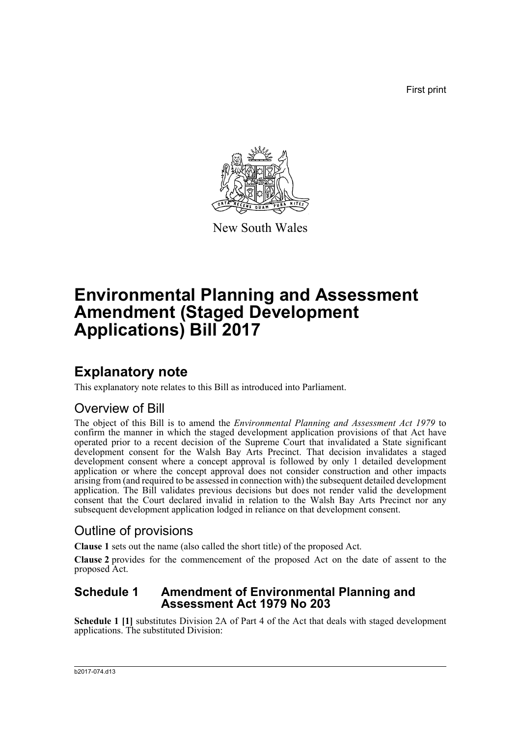First print

New South Wales

# Environmental Planning and Assessment Amendment (Staged Development Applications) Bill 2017

## Explanatory note

This explanatory note relates to this Bill as introduced into Parliament.

### Overview of Bill

The object of this Bill is to amend the *Environmental Planning and Assessment Act 1979* to confirm the manner in which the staged development application provisions of that Act have operated prior to a recent decision of the Supreme Court that invalidated a State significant development consent for the Walsh Bay Arts Precinct. That decision invalidates a staged development consent where a concept approval is followed by only 1 detailed development application or where the concept approval does not consider construction and other impacts arising from (and required to be assessed in connection with) the subsequent detailed development application. The Bill validates previous decisions but does not render valid the development consent that the Court declared invalid in relation to the Walsh Bay Arts Precinct nor any subsequent development application lodged in reliance on that development consent.

### Outline of provisions

**Clause 1** sets out the name (also called the short title) of the proposed Act.

**Clause 2** provides for the commencement of the proposed Act on the date of assent to the proposed Act.

## Schedule 1 Amendment of Environmental Planning and Assessment Act 1979 No 203

**Schedule 1 [1]** substitutes Division 2A of Part 4 of the Act that deals with staged development applications. The substituted Division: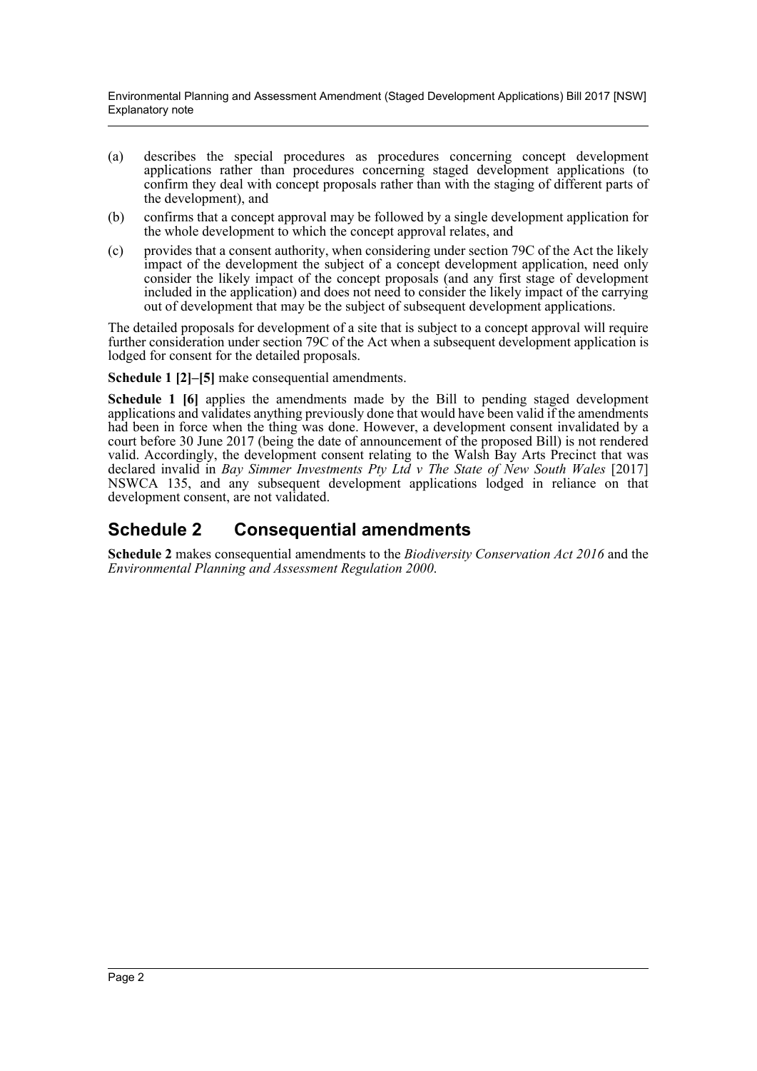(a) describes the special procedures as procedures concerning concept development applications rather than procedures concerning staged development applications (to confirm they deal with concept proposals rather than with the staging of different parts of the development), and

(b) confirms that a concept approval may be followed by a single development application for the whole development to which the concept approval relates, and

(c) provides that a consent authority, when considering under section 79C of the Act the likely impact of the development the subject of a concept development application, need only consider the likely impact of the concept proposals (and any first stage of development included in the application) and does not need to consider the likely impact of the carrying out of development that may be the subject of subsequent development applications.

The detailed proposals for development of a site that is subject to a concept approval will require further consideration under section 79C of the Act when a subsequent development application is lodged for consent for the detailed proposals.

**Schedule 1 [2]–[5]** make consequential amendments.

**Schedule 1 [6]** applies the amendments made by the Bill to pending staged development applications and validates anything previously done that would have been valid if the amendments had been in force when the thing was done. However, a development consent invalidated by a court before 30 June 2017 (being the date of announcement of the proposed Bill) is not rendered valid. Accordingly, the development consent relating to the Walsh Bay Arts Precinct that was declared invalid in *Bay Simmer Investments Pty Ltd v The State of New South Wales* [2017] NSWCA 135, and any subsequent development applications lodged in reliance on that development consent, are not validated.

## Schedule 2 Consequential amendments

**Schedule 2** makes consequential amendments to the *Biodiversity Conservation Act 2016* and the *Environmental Planning and Assessment Regulation 2000*.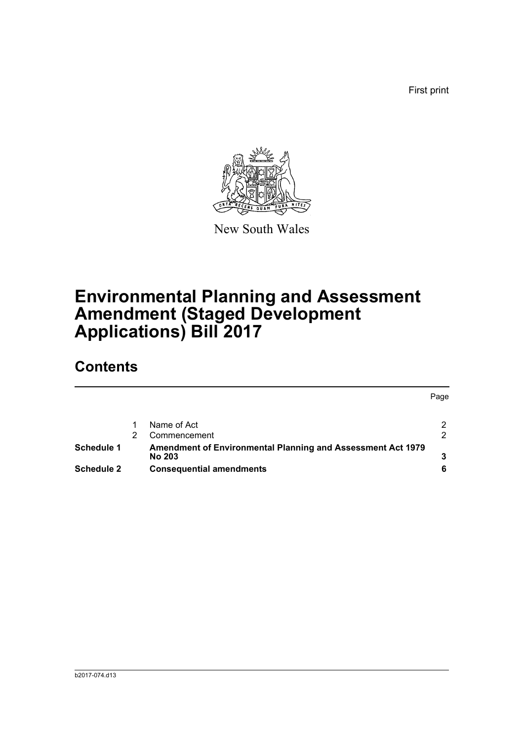First print

New South Wales

# Environmental Planning and Assessment Amendment (Staged Development Applications) Bill 2017

## Contents

| | | | Page |
|---|---|---|---|
| | 1 | Name of Act | 2 |
| | 2 | Commencement | 2 |
| **Schedule 1** | | **Amendment of Environmental Planning and Assessment Act 1979 No 203** | **3** |
| **Schedule 2** | | **Consequential amendments** | **6** |

b2017-074.d13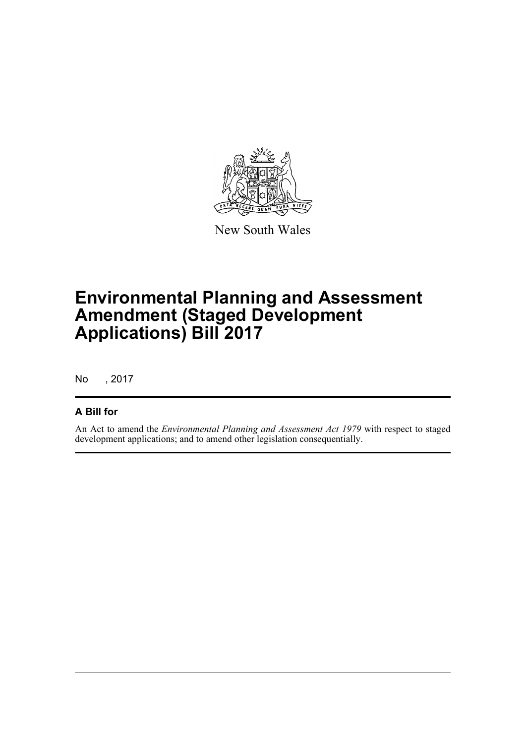New South Wales

# Environmental Planning and Assessment Amendment (Staged Development Applications) Bill 2017

No , 2017

## A Bill for

An Act to amend the *Environmental Planning and Assessment Act 1979* with respect to staged development applications; and to amend other legislation consequentially.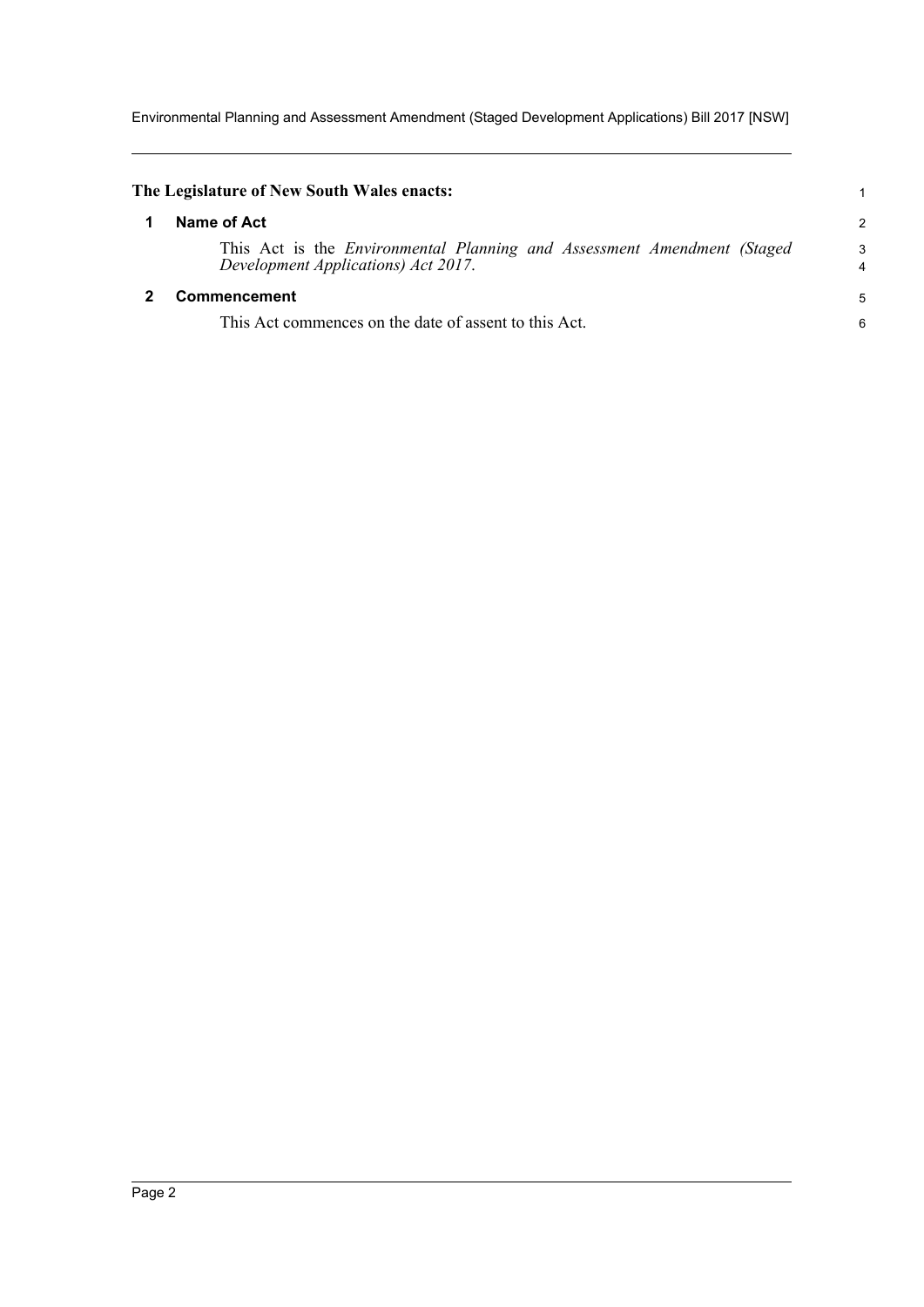**The Legislature of New South Wales enacts:**

## 1 Name of Act

This Act is the *Environmental Planning and Assessment Amendment (Staged Development Applications) Act 2017*.

## 2 Commencement

This Act commences on the date of assent to this Act.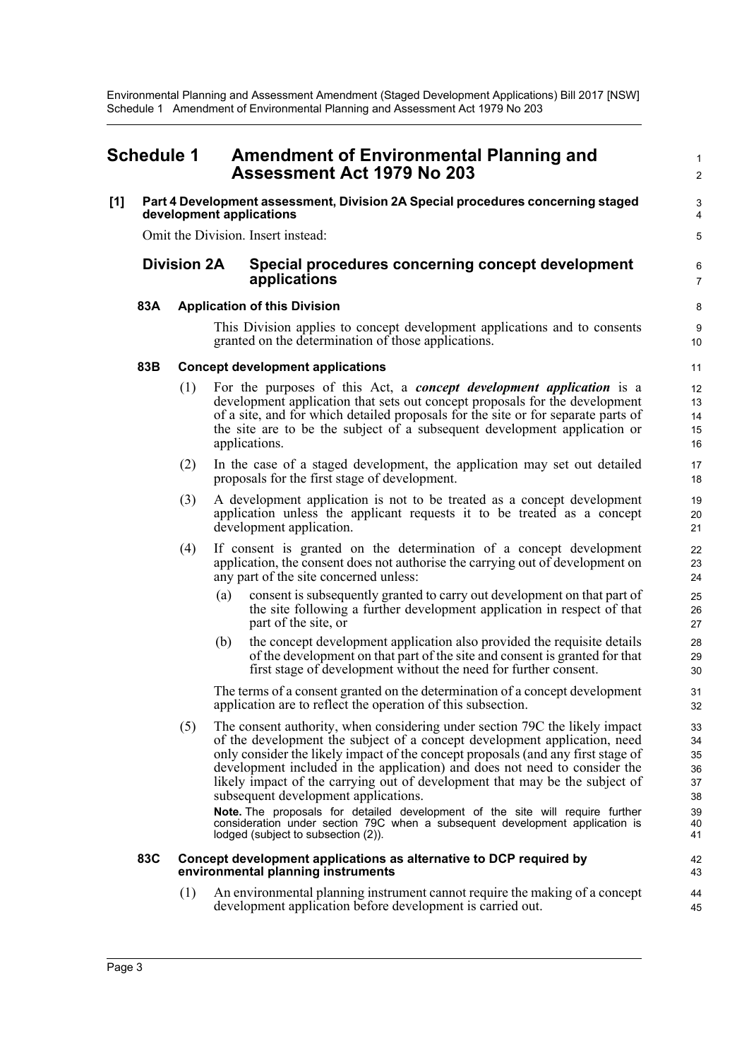# Schedule 1 Amendment of Environmental Planning and Assessment Act 1979 No 203

**[1] Part 4 Development assessment, Division 2A Special procedures concerning staged development applications**

Omit the Division. Insert instead:

## Division 2A Special procedures concerning concept development applications

### 83A Application of this Division

This Division applies to concept development applications and to consents granted on the determination of those applications.

### 83B Concept development applications

(1) For the purposes of this Act, a ***concept development application*** is a development application that sets out concept proposals for the development of a site, and for which detailed proposals for the site or for separate parts of the site are to be the subject of a subsequent development application or applications.

(2) In the case of a staged development, the application may set out detailed proposals for the first stage of development.

(3) A development application is not to be treated as a concept development application unless the applicant requests it to be treated as a concept development application.

(4) If consent is granted on the determination of a concept development application, the consent does not authorise the carrying out of development on any part of the site concerned unless:

(a) consent is subsequently granted to carry out development on that part of the site following a further development application in respect of that part of the site, or

(b) the concept development application also provided the requisite details of the development on that part of the site and consent is granted for that first stage of development without the need for further consent.

The terms of a consent granted on the determination of a concept development application are to reflect the operation of this subsection.

(5) The consent authority, when considering under section 79C the likely impact of the development the subject of a concept development application, need only consider the likely impact of the concept proposals (and any first stage of development included in the application) and does not need to consider the likely impact of the carrying out of development that may be the subject of subsequent development applications.

**Note.** The proposals for detailed development of the site will require further consideration under section 79C when a subsequent development application is lodged (subject to subsection (2)).

### 83C Concept development applications as alternative to DCP required by environmental planning instruments

(1) An environmental planning instrument cannot require the making of a concept development application before development is carried out.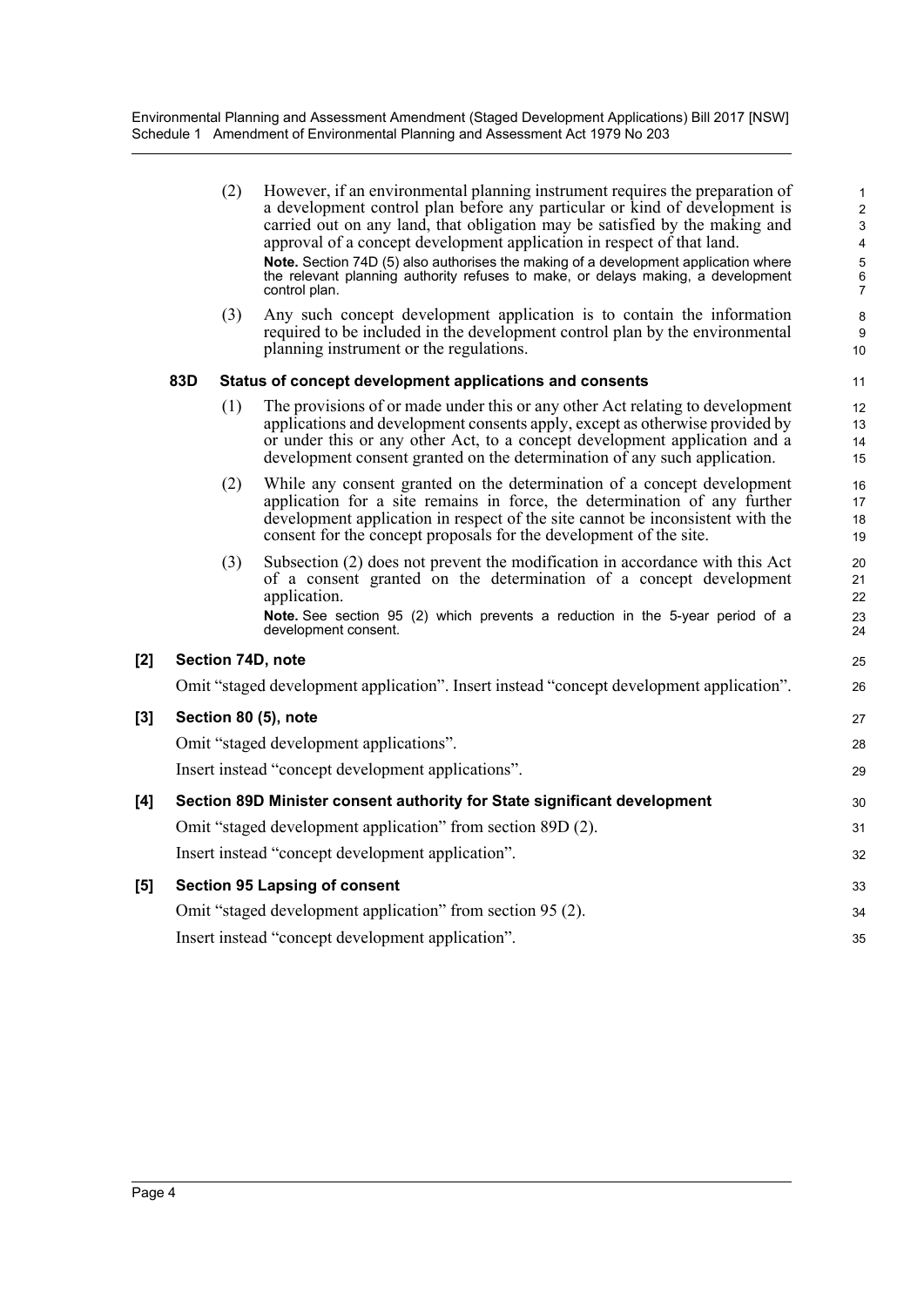(2) However, if an environmental planning instrument requires the preparation of a development control plan before any particular or kind of development is carried out on any land, that obligation may be satisfied by the making and approval of a concept development application in respect of that land.

**Note.** Section 74D (5) also authorises the making of a development application where the relevant planning authority refuses to make, or delays making, a development control plan.

(3) Any such concept development application is to contain the information required to be included in the development control plan by the environmental planning instrument or the regulations.

**83D Status of concept development applications and consents**

(1) The provisions of or made under this or any other Act relating to development applications and development consents apply, except as otherwise provided by or under this or any other Act, to a concept development application and a development consent granted on the determination of any such application.

(2) While any consent granted on the determination of a concept development application for a site remains in force, the determination of any further development application in respect of the site cannot be inconsistent with the consent for the concept proposals for the development of the site.

(3) Subsection (2) does not prevent the modification in accordance with this Act of a consent granted on the determination of a concept development application.

**Note.** See section 95 (2) which prevents a reduction in the 5-year period of a development consent.

**[2] Section 74D, note**

Omit "staged development application". Insert instead "concept development application".

**[3] Section 80 (5), note**

Omit "staged development applications".

Insert instead "concept development applications".

**[4] Section 89D Minister consent authority for State significant development**

Omit "staged development application" from section 89D (2).

Insert instead "concept development application".

**[5] Section 95 Lapsing of consent**

Omit "staged development application" from section 95 (2).

Insert instead "concept development application".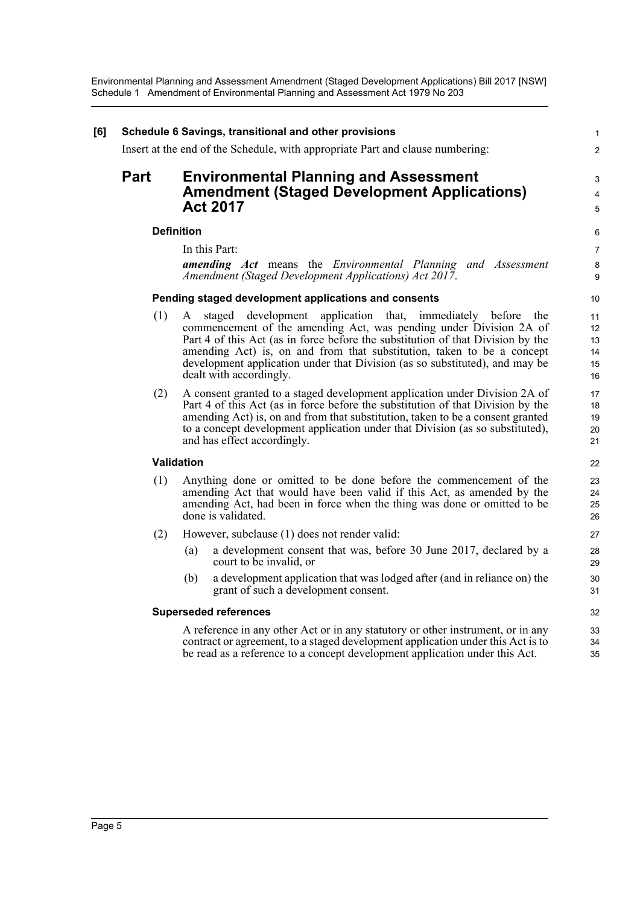**[6] Schedule 6 Savings, transitional and other provisions**

Insert at the end of the Schedule, with appropriate Part and clause numbering:

## Part Environmental Planning and Assessment Amendment (Staged Development Applications) Act 2017

**Definition**

In this Part:

***amending Act*** means the *Environmental Planning and Assessment Amendment (Staged Development Applications) Act 2017*.

**Pending staged development applications and consents**

(1) A staged development application that, immediately before the commencement of the amending Act, was pending under Division 2A of Part 4 of this Act (as in force before the substitution of that Division by the amending Act) is, on and from that substitution, taken to be a concept development application under that Division (as so substituted), and may be dealt with accordingly.

(2) A consent granted to a staged development application under Division 2A of Part 4 of this Act (as in force before the substitution of that Division by the amending Act) is, on and from that substitution, taken to be a consent granted to a concept development application under that Division (as so substituted), and has effect accordingly.

**Validation**

(1) Anything done or omitted to be done before the commencement of the amending Act that would have been valid if this Act, as amended by the amending Act, had been in force when the thing was done or omitted to be done is validated.

(2) However, subclause (1) does not render valid:

(a) a development consent that was, before 30 June 2017, declared by a court to be invalid, or

(b) a development application that was lodged after (and in reliance on) the grant of such a development consent.

**Superseded references**

A reference in any other Act or in any statutory or other instrument, or in any contract or agreement, to a staged development application under this Act is to be read as a reference to a concept development application under this Act.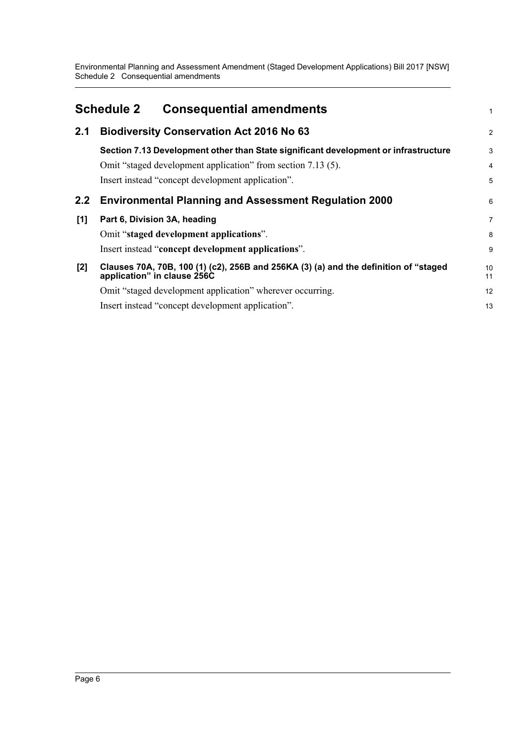# Schedule 2 Consequential amendments

## 2.1 Biodiversity Conservation Act 2016 No 63

**Section 7.13 Development other than State significant development or infrastructure**

Omit "staged development application" from section 7.13 (5).

Insert instead "concept development application".

## 2.2 Environmental Planning and Assessment Regulation 2000

**[1] Part 6, Division 3A, heading**

Omit "**staged development applications**".

Insert instead "**concept development applications**".

**[2] Clauses 70A, 70B, 100 (1) (c2), 256B and 256KA (3) (a) and the definition of "staged application" in clause 256C**

Omit "staged development application" wherever occurring.

Insert instead "concept development application".